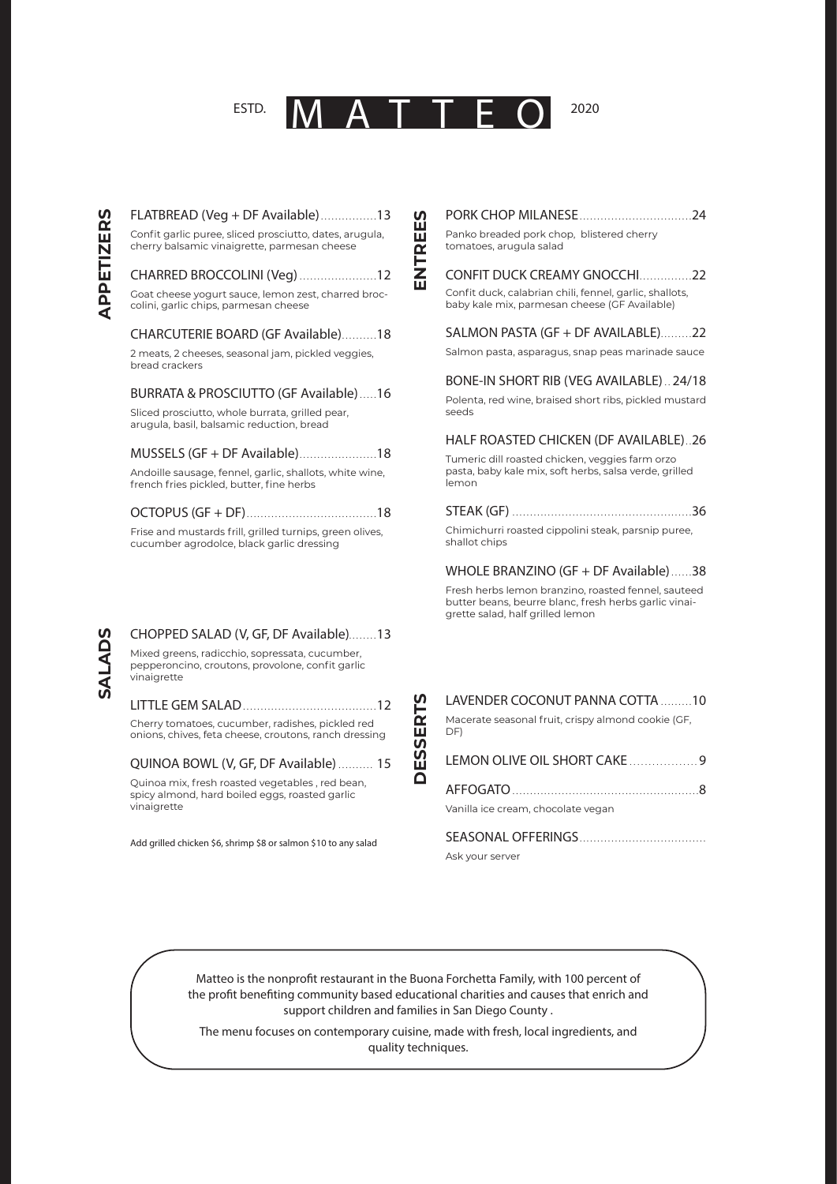# ESTD. MATTEO 2020

## APPETIZERS

**FLATBREAD (Veg + DF Available)** ................13

Confit garlic puree, sliced prosciutto, dates, arugula, cherry balsamic vinaigrette, parmesan cheese

**CHARRED BROCCOLINI (Veg)** ......................12

Goat cheese yogurt sauce, lemon zest, charred broccolini, garlic chips, parmesan cheese

**CHARCUTERIE BOARD (GF Available)**..........18

2 meats, 2 cheeses, seasonal jam, pickled veggies, bread crackers

**BURRATA & PROSCIUTTO (GF Available)**.....16

Sliced prosciutto, whole burrata, grilled pear, arugula, basil, balsamic reduction, bread

**MUSSELS (GF + DF Available)**......................18

Andoille sausage, fennel, garlic, shallots, white wine, french fries pickled, butter, fine herbs

**OCTOPUS (GF + DF)**....................................18

Frise and mustards frill, grilled turnips, green olives, cucumber agrodolce, black garlic dressing

## SALADS

**CHOPPED SALAD (V, GF, DF Available)**........13

Mixed greens, radicchio, sopressata, cucumber, pepperoncino, croutons, provolone, confit garlic vinaigrette

**LITTLE GEM SALAD**.....................................12

Cherry tomatoes, cucumber, radishes, pickled red onions, chives, feta cheese, croutons, ranch dressing

**QUINOA BOWL (V, GF, DF Available)** .......... 15

Quinoa mix, fresh roasted vegetables , red bean, spicy almond, hard boiled eggs, roasted garlic vinaigrette

Add grilled chicken $6, shrimp $8 or salmon $10 to any salad

## ENTREES

**PORK CHOP MILANESE**................................24

Panko breaded pork chop, blistered cherry tomatoes, arugula salad

**CONFIT DUCK CREAMY GNOCCHI**..............22

Confit duck, calabrian chili, fennel, garlic, shallots, baby kale mix, parmesan cheese (GF Available)

**SALMON PASTA (GF + DF AVAILABLE)**.........22

Salmon pasta, asparagus, snap peas marinade sauce

**BONE-IN SHORT RIB (VEG AVAILABLE)** .. 24/18

Polenta, red wine, braised short ribs, pickled mustard seeds

**HALF ROASTED CHICKEN (DF AVAILABLE)**..26

Tumeric dill roasted chicken, veggies farm orzo pasta, baby kale mix, soft herbs, salsa verde, grilled lemon

**STEAK (GF)** ..................................................36

Chimichurri roasted cippolini steak, parsnip puree, shallot chips

**WHOLE BRANZINO (GF + DF Available)**......38

Fresh herbs lemon branzino, roasted fennel, sauteed butter beans, beurre blanc, fresh herbs garlic vinaigrette salad, half grilled lemon

## DESSERTS

**LAVENDER COCONUT PANNA COTTA** .........10

Macerate seasonal fruit, crispy almond cookie (GF, DF)

**LEMON OLIVE OIL SHORT CAKE** ..................9

**AFFOGATO**....................................................8

Vanilla ice cream, chocolate vegan

**SEASONAL OFFERINGS**...................................

Ask your server

---

Matteo is the nonprofit restaurant in the Buona Forchetta Family, with 100 percent of the profit benefiting community based educational charities and causes that enrich and support children and families in San Diego County .

The menu focuses on contemporary cuisine, made with fresh, local ingredients, and quality techniques.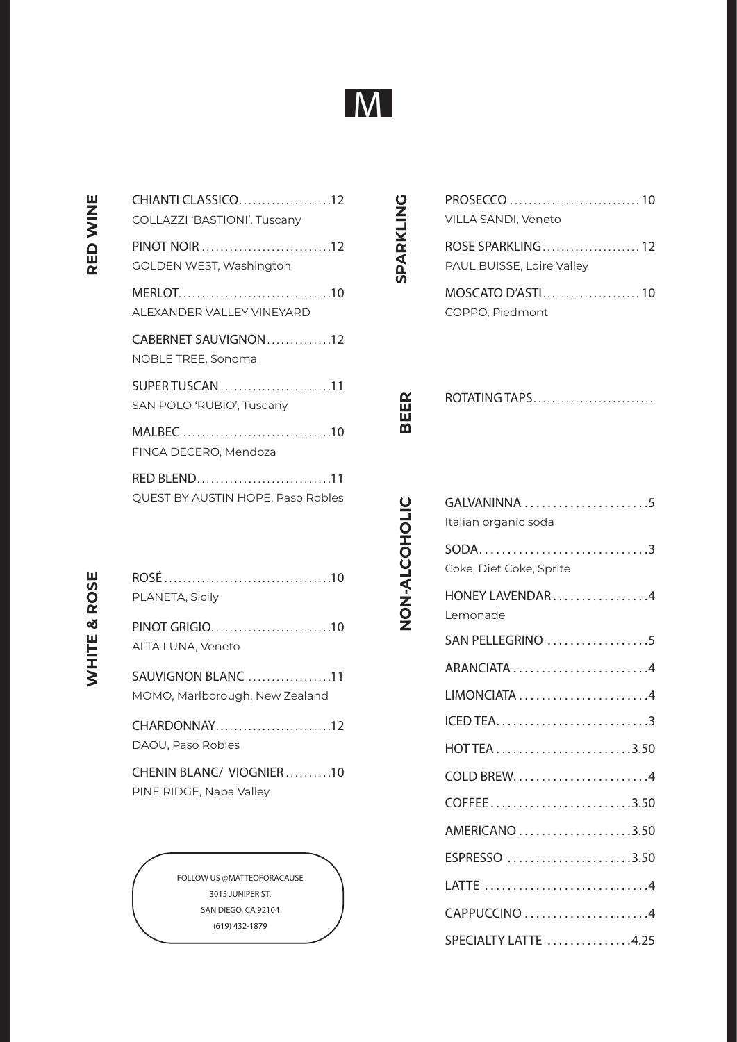# M

## RED WINE

CHIANTI CLASSICO....................12
COLLAZZI 'BASTIONI', Tuscany

PINOT NOIR............................12
GOLDEN WEST, Washington

MERLOT.................................10
ALEXANDER VALLEY VINEYARD

CABERNET SAUVIGNON..............12
NOBLE TREE, Sonoma

SUPER TUSCAN........................11
SAN POLO 'RUBIO', Tuscany

MALBEC ................................10
FINCA DECERO, Mendoza

RED BLEND.............................11
QUEST BY AUSTIN HOPE, Paso Robles

## WHITE & ROSE

ROSÉ....................................10
PLANETA, Sicily

PINOT GRIGIO..........................10
ALTA LUNA, Veneto

SAUVIGNON BLANC ..................11
MOMO, Marlborough, New Zealand

CHARDONNAY..........................12
DAOU, Paso Robles

CHENIN BLANC/ VIOGNIER..........10
PINE RIDGE, Napa Valley

FOLLOW US @MATTEOFORACAUSE
3015 JUNIPER ST.
SAN DIEGO, CA 92104
(619) 432-1879

## SPARKLING

PROSECCO ............................10
VILLA SANDI, Veneto

ROSE SPARKLING.....................12
PAUL BUISSE, Loire Valley

MOSCATO D'ASTI.....................10
COPPO, Piedmont

## BEER

ROTATING TAPS..........................

## NON-ALCOHOLIC

GALVANINNA ......................5
Italian organic soda

SODA...............................3
Coke, Diet Coke, Sprite

HONEY LAVENDAR.................4
Lemonade

SAN PELLEGRINO ..................5

ARANCIATA ........................4

LIMONCIATA .......................4

ICED TEA...........................3

HOT TEA ........................3.50

COLD BREW........................4

COFFEE.........................3.50

AMERICANO ....................3.50

ESPRESSO ......................3.50

LATTE .............................4

CAPPUCCINO ......................4

SPECIALTY LATTE ..............4.25